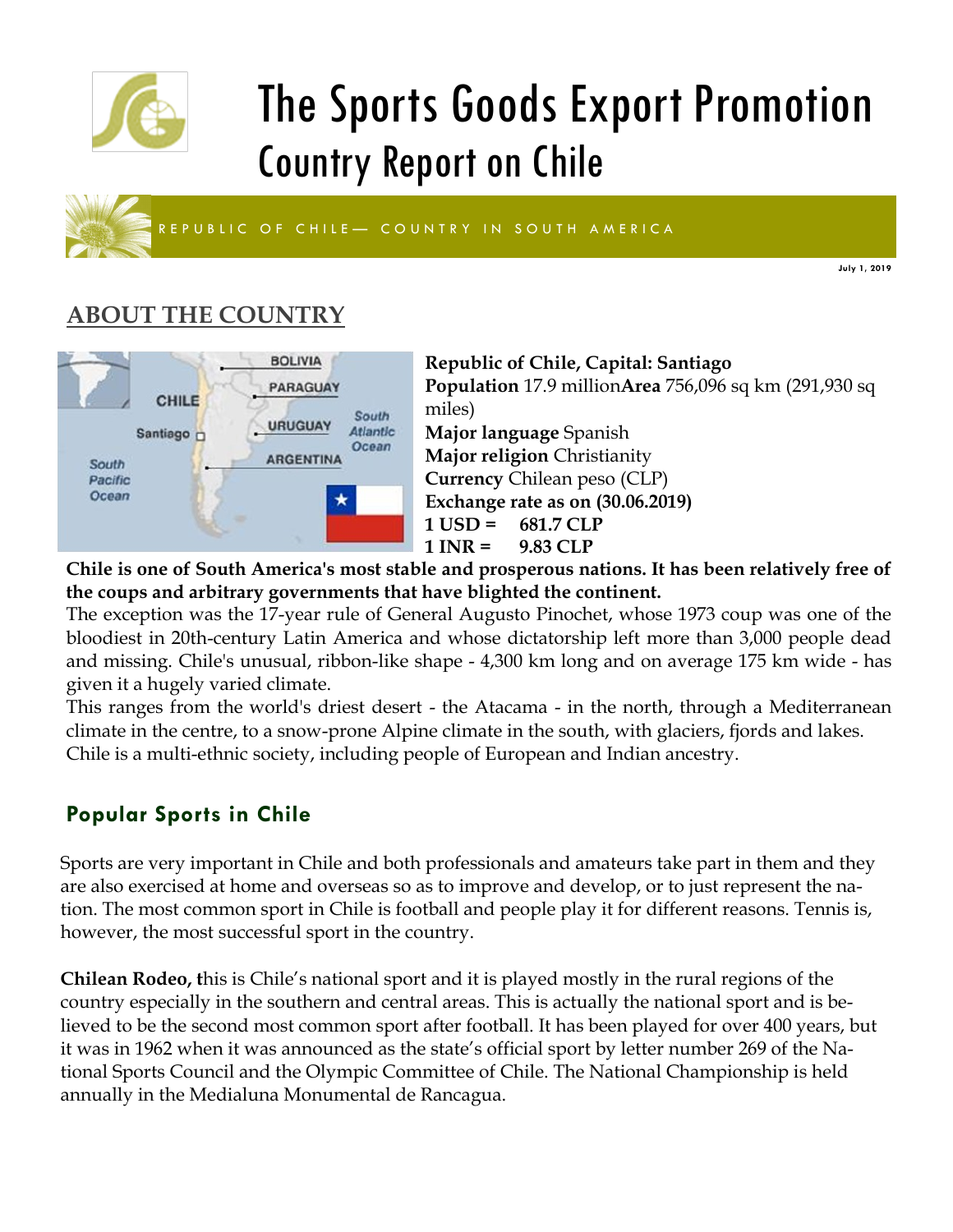# The Sports Goods Export Promotion
## Country Report on Chile

REPUBLIC OF CHILE— COUNTRY IN SOUTH AMERICA

July 1, 2019

## ABOUT THE COUNTRY

**Republic of Chile, Capital: Santiago**
**Population** 17.9 million**Area** 756,096 sq km (291,930 sq miles)
**Major language** Spanish
**Major religion** Christianity
**Currency** Chilean peso (CLP)
**Exchange rate as on (30.06.2019)**
**1 USD = 681.7 CLP**
**1 INR = 9.83 CLP**

**Chile is one of South America's most stable and prosperous nations. It has been relatively free of the coups and arbitrary governments that have blighted the continent.**

The exception was the 17-year rule of General Augusto Pinochet, whose 1973 coup was one of the bloodiest in 20th-century Latin America and whose dictatorship left more than 3,000 people dead and missing. Chile's unusual, ribbon-like shape - 4,300 km long and on average 175 km wide - has given it a hugely varied climate.

This ranges from the world's driest desert - the Atacama - in the north, through a Mediterranean climate in the centre, to a snow-prone Alpine climate in the south, with glaciers, fjords and lakes. Chile is a multi-ethnic society, including people of European and Indian ancestry.

### Popular Sports in Chile

Sports are very important in Chile and both professionals and amateurs take part in them and they are also exercised at home and overseas so as to improve and develop, or to just represent the nation. The most common sport in Chile is football and people play it for different reasons. Tennis is, however, the most successful sport in the country.

**Chilean Rodeo, t**his is Chile's national sport and it is played mostly in the rural regions of the country especially in the southern and central areas. This is actually the national sport and is believed to be the second most common sport after football. It has been played for over 400 years, but it was in 1962 when it was announced as the state's official sport by letter number 269 of the National Sports Council and the Olympic Committee of Chile. The National Championship is held annually in the Medialuna Monumental de Rancagua.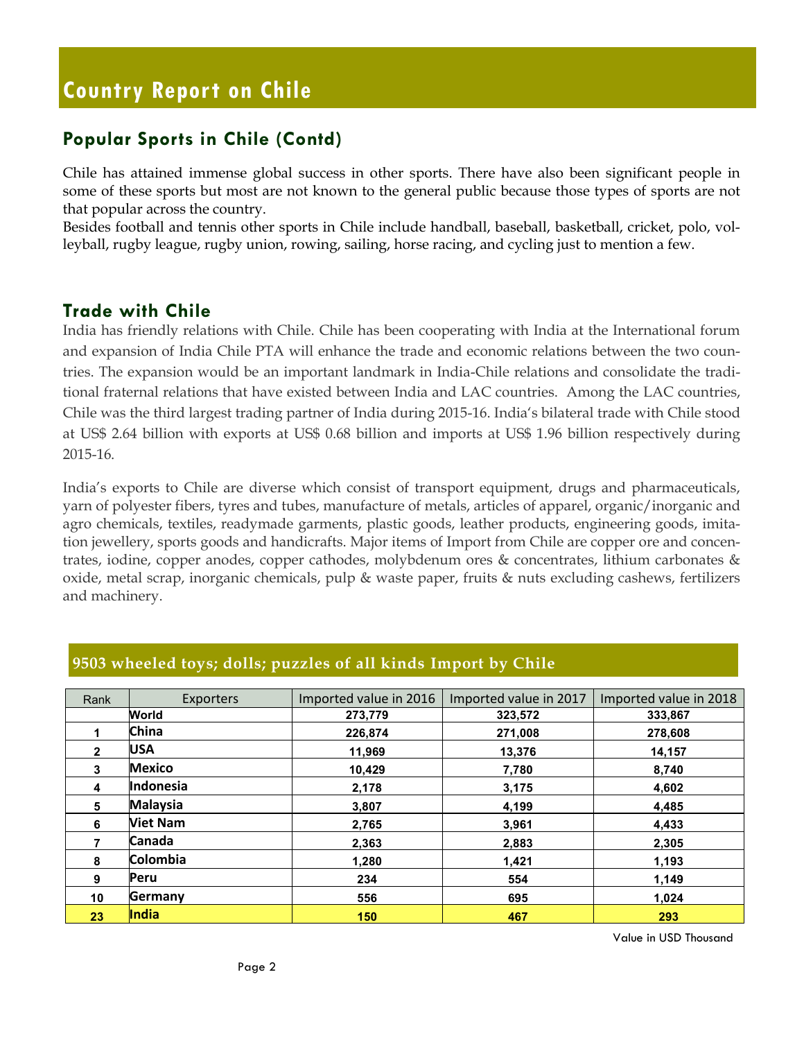# Country Report on Chile

## Popular Sports in Chile (Contd)

Chile has attained immense global success in other sports. There have also been significant people in some of these sports but most are not known to the general public because those types of sports are not that popular across the country.

Besides football and tennis other sports in Chile include handball, baseball, basketball, cricket, polo, volleyball, rugby league, rugby union, rowing, sailing, horse racing, and cycling just to mention a few.

## Trade with Chile

India has friendly relations with Chile. Chile has been cooperating with India at the International forum and expansion of India Chile PTA will enhance the trade and economic relations between the two countries. The expansion would be an important landmark in India-Chile relations and consolidate the traditional fraternal relations that have existed between India and LAC countries. Among the LAC countries, Chile was the third largest trading partner of India during 2015-16. India's bilateral trade with Chile stood at US$ 2.64 billion with exports at US$ 0.68 billion and imports at US$ 1.96 billion respectively during 2015-16.

India's exports to Chile are diverse which consist of transport equipment, drugs and pharmaceuticals, yarn of polyester fibers, tyres and tubes, manufacture of metals, articles of apparel, organic/inorganic and agro chemicals, textiles, readymade garments, plastic goods, leather products, engineering goods, imitation jewellery, sports goods and handicrafts. Major items of Import from Chile are copper ore and concentrates, iodine, copper anodes, copper cathodes, molybdenum ores & concentrates, lithium carbonates & oxide, metal scrap, inorganic chemicals, pulp & waste paper, fruits & nuts excluding cashews, fertilizers and machinery.

### 9503 wheeled toys; dolls; puzzles of all kinds Import by Chile

| Rank | Exporters | Imported value in 2016 | Imported value in 2017 | Imported value in 2018 |
|---|---|---|---|---|
| | World | 273,779 | 323,572 | 333,867 |
| 1 | China | 226,874 | 271,008 | 278,608 |
| 2 | USA | 11,969 | 13,376 | 14,157 |
| 3 | Mexico | 10,429 | 7,780 | 8,740 |
| 4 | Indonesia | 2,178 | 3,175 | 4,602 |
| 5 | Malaysia | 3,807 | 4,199 | 4,485 |
| 6 | Viet Nam | 2,765 | 3,961 | 4,433 |
| 7 | Canada | 2,363 | 2,883 | 2,305 |
| 8 | Colombia | 1,280 | 1,421 | 1,193 |
| 9 | Peru | 234 | 554 | 1,149 |
| 10 | Germany | 556 | 695 | 1,024 |
| 23 | India | 150 | 467 | 293 |

Value in USD Thousand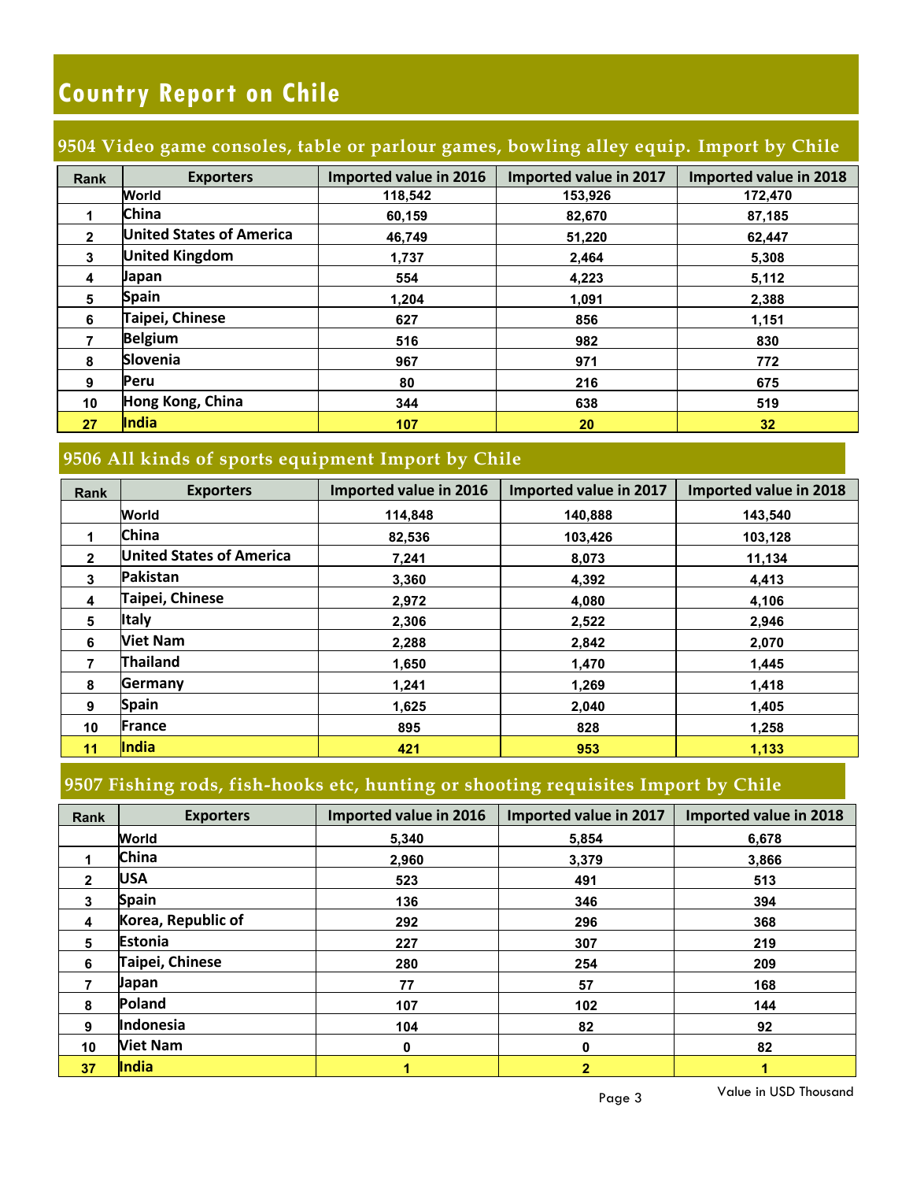# Country Report on Chile

## 9504 Video game consoles, table or parlour games, bowling alley equip. Import by Chile

| Rank | Exporters | Imported value in 2016 | Imported value in 2017 | Imported value in 2018 |
|---|---|---|---|---|
| | World | 118,542 | 153,926 | 172,470 |
| 1 | China | 60,159 | 82,670 | 87,185 |
| 2 | United States of America | 46,749 | 51,220 | 62,447 |
| 3 | United Kingdom | 1,737 | 2,464 | 5,308 |
| 4 | Japan | 554 | 4,223 | 5,112 |
| 5 | Spain | 1,204 | 1,091 | 2,388 |
| 6 | Taipei, Chinese | 627 | 856 | 1,151 |
| 7 | Belgium | 516 | 982 | 830 |
| 8 | Slovenia | 967 | 971 | 772 |
| 9 | Peru | 80 | 216 | 675 |
| 10 | Hong Kong, China | 344 | 638 | 519 |
| 27 | India | 107 | 20 | 32 |

## 9506 All kinds of sports equipment Import by Chile

| Rank | Exporters | Imported value in 2016 | Imported value in 2017 | Imported value in 2018 |
|---|---|---|---|---|
| | World | 114,848 | 140,888 | 143,540 |
| 1 | China | 82,536 | 103,426 | 103,128 |
| 2 | United States of America | 7,241 | 8,073 | 11,134 |
| 3 | Pakistan | 3,360 | 4,392 | 4,413 |
| 4 | Taipei, Chinese | 2,972 | 4,080 | 4,106 |
| 5 | Italy | 2,306 | 2,522 | 2,946 |
| 6 | Viet Nam | 2,288 | 2,842 | 2,070 |
| 7 | Thailand | 1,650 | 1,470 | 1,445 |
| 8 | Germany | 1,241 | 1,269 | 1,418 |
| 9 | Spain | 1,625 | 2,040 | 1,405 |
| 10 | France | 895 | 828 | 1,258 |
| 11 | India | 421 | 953 | 1,133 |

## 9507 Fishing rods, fish-hooks etc, hunting or shooting requisites Import by Chile

| Rank | Exporters | Imported value in 2016 | Imported value in 2017 | Imported value in 2018 |
|---|---|---|---|---|
| | World | 5,340 | 5,854 | 6,678 |
| 1 | China | 2,960 | 3,379 | 3,866 |
| 2 | USA | 523 | 491 | 513 |
| 3 | Spain | 136 | 346 | 394 |
| 4 | Korea, Republic of | 292 | 296 | 368 |
| 5 | Estonia | 227 | 307 | 219 |
| 6 | Taipei, Chinese | 280 | 254 | 209 |
| 7 | Japan | 77 | 57 | 168 |
| 8 | Poland | 107 | 102 | 144 |
| 9 | Indonesia | 104 | 82 | 92 |
| 10 | Viet Nam | 0 | 0 | 82 |
| 37 | India | 1 | 2 | 1 |

Value in USD Thousand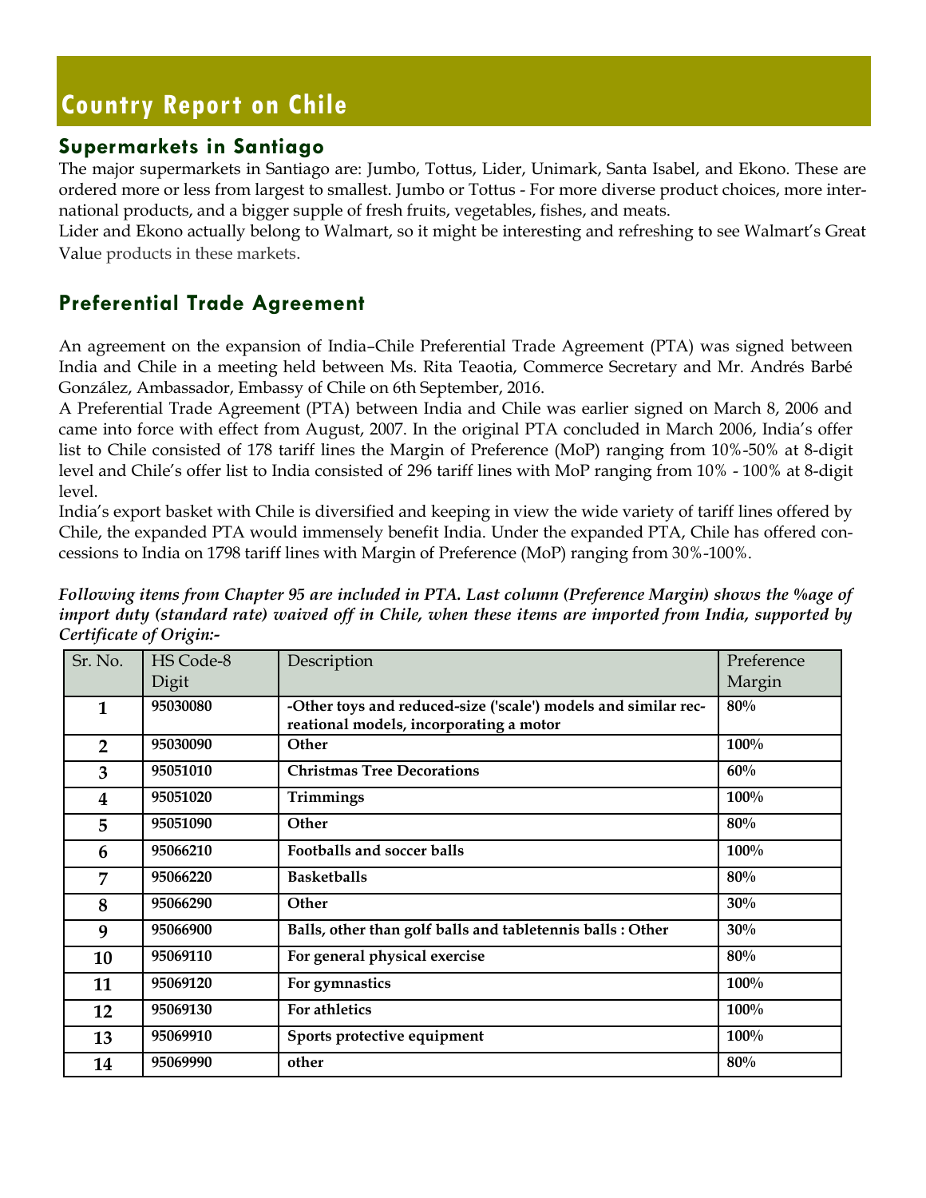# Country Report on Chile

## Supermarkets in Santiago

The major supermarkets in Santiago are: Jumbo, Tottus, Lider, Unimark, Santa Isabel, and Ekono. These are ordered more or less from largest to smallest. Jumbo or Tottus - For more diverse product choices, more international products, and a bigger supple of fresh fruits, vegetables, fishes, and meats.

Lider and Ekono actually belong to Walmart, so it might be interesting and refreshing to see Walmart's Great Value products in these markets.

## Preferential Trade Agreement

An agreement on the expansion of India–Chile Preferential Trade Agreement (PTA) was signed between India and Chile in a meeting held between Ms. Rita Teaotia, Commerce Secretary and Mr. Andrés Barbé González, Ambassador, Embassy of Chile on 6th September, 2016.

A Preferential Trade Agreement (PTA) between India and Chile was earlier signed on March 8, 2006 and came into force with effect from August, 2007. In the original PTA concluded in March 2006, India's offer list to Chile consisted of 178 tariff lines the Margin of Preference (MoP) ranging from 10%-50% at 8-digit level and Chile's offer list to India consisted of 296 tariff lines with MoP ranging from 10% - 100% at 8-digit level.

India's export basket with Chile is diversified and keeping in view the wide variety of tariff lines offered by Chile, the expanded PTA would immensely benefit India. Under the expanded PTA, Chile has offered concessions to India on 1798 tariff lines with Margin of Preference (MoP) ranging from 30%-100%.

***Following items from Chapter 95 are included in PTA. Last column (Preference Margin) shows the %age of import duty (standard rate) waived off in Chile, when these items are imported from India, supported by Certificate of Origin:-***

| Sr. No. | HS Code-8 Digit | Description | Preference Margin |
|---|---|---|---|
| **1** | **95030080** | **-Other toys and reduced-size ('scale') models and similar recreational models, incorporating a motor** | **80%** |
| **2** | **95030090** | **Other** | **100%** |
| **3** | **95051010** | **Christmas Tree Decorations** | **60%** |
| **4** | **95051020** | **Trimmings** | **100%** |
| **5** | **95051090** | **Other** | **80%** |
| **6** | **95066210** | **Footballs and soccer balls** | **100%** |
| **7** | **95066220** | **Basketballs** | **80%** |
| **8** | **95066290** | **Other** | **30%** |
| **9** | **95066900** | **Balls, other than golf balls and tabletennis balls : Other** | **30%** |
| **10** | **95069110** | **For general physical exercise** | **80%** |
| **11** | **95069120** | **For gymnastics** | **100%** |
| **12** | **95069130** | **For athletics** | **100%** |
| **13** | **95069910** | **Sports protective equipment** | **100%** |
| **14** | **95069990** | **other** | **80%** |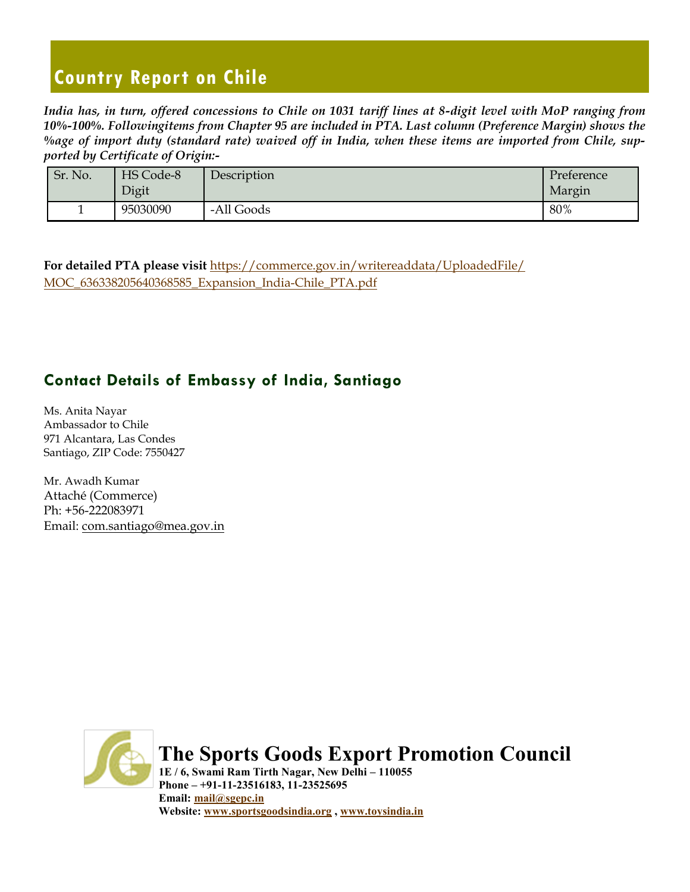# Country Report on Chile

***India has, in turn, offered concessions to Chile on 1031 tariff lines at 8-digit level with MoP ranging from 10%-100%. Followingitems from Chapter 95 are included in PTA. Last column (Preference Margin) shows the %age of import duty (standard rate) waived off in India, when these items are imported from Chile, supported by Certificate of Origin:-***

| Sr. No. | HS Code-8 Digit | Description | Preference Margin |
|---|---|---|---|
| 1 | 95030090 | -All Goods | 80% |

**For detailed PTA please visit** https://commerce.gov.in/writereaddata/UploadedFile/MOC_636338205640368585_Expansion_India-Chile_PTA.pdf

## Contact Details of Embassy of India, Santiago

Ms. Anita Nayar
Ambassador to Chile
971 Alcantara, Las Condes
Santiago, ZIP Code: 7550427

Mr. Awadh Kumar
Attaché (Commerce)
Ph: +56-222083971
Email: com.santiago@mea.gov.in

**The Sports Goods Export Promotion Council**
**1E / 6, Swami Ram Tirth Nagar, New Delhi – 110055**
**Phone – +91-11-23516183, 11-23525695**
**Email: mail@sgepc.in**
**Website: www.sportsgoodsindia.org , www.toysindia.in**